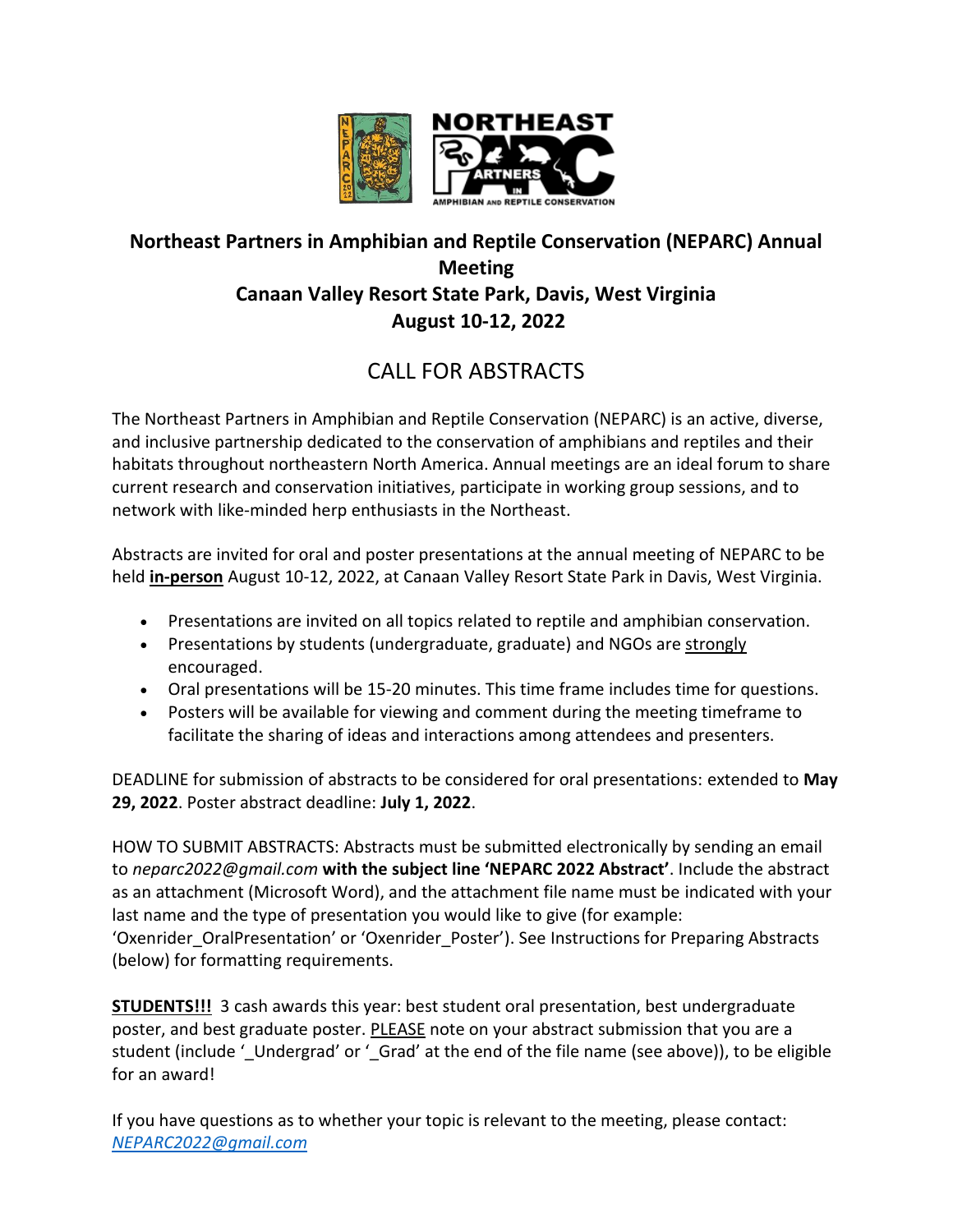# Northeast Partners in Amphibian and Reptile Conservation (NEPARC) Annual Meeting

## Canaan Valley Resort State Park, Davis, West Virginia

## August 10-12, 2022

## CALL FOR ABSTRACTS

The Northeast Partners in Amphibian and Reptile Conservation (NEPARC) is an active, diverse, and inclusive partnership dedicated to the conservation of amphibians and reptiles and their habitats throughout northeastern North America. Annual meetings are an ideal forum to share current research and conservation initiatives, participate in working group sessions, and to network with like-minded herp enthusiasts in the Northeast.

Abstracts are invited for oral and poster presentations at the annual meeting of NEPARC to be held **in-person** August 10-12, 2022, at Canaan Valley Resort State Park in Davis, West Virginia.

- Presentations are invited on all topics related to reptile and amphibian conservation.
- Presentations by students (undergraduate, graduate) and NGOs are strongly encouraged.
- Oral presentations will be 15-20 minutes. This time frame includes time for questions.
- Posters will be available for viewing and comment during the meeting timeframe to facilitate the sharing of ideas and interactions among attendees and presenters.

DEADLINE for submission of abstracts to be considered for oral presentations: extended to **May 29, 2022**. Poster abstract deadline: **July 1, 2022**.

HOW TO SUBMIT ABSTRACTS: Abstracts must be submitted electronically by sending an email to *neparc2022@gmail.com* **with the subject line 'NEPARC 2022 Abstract'**. Include the abstract as an attachment (Microsoft Word), and the attachment file name must be indicated with your last name and the type of presentation you would like to give (for example: 'Oxenrider_OralPresentation' or 'Oxenrider_Poster'). See Instructions for Preparing Abstracts (below) for formatting requirements.

**STUDENTS!!!** 3 cash awards this year: best student oral presentation, best undergraduate poster, and best graduate poster. PLEASE note on your abstract submission that you are a student (include '_Undergrad' or '_Grad' at the end of the file name (see above)), to be eligible for an award!

If you have questions as to whether your topic is relevant to the meeting, please contact: *NEPARC2022@gmail.com*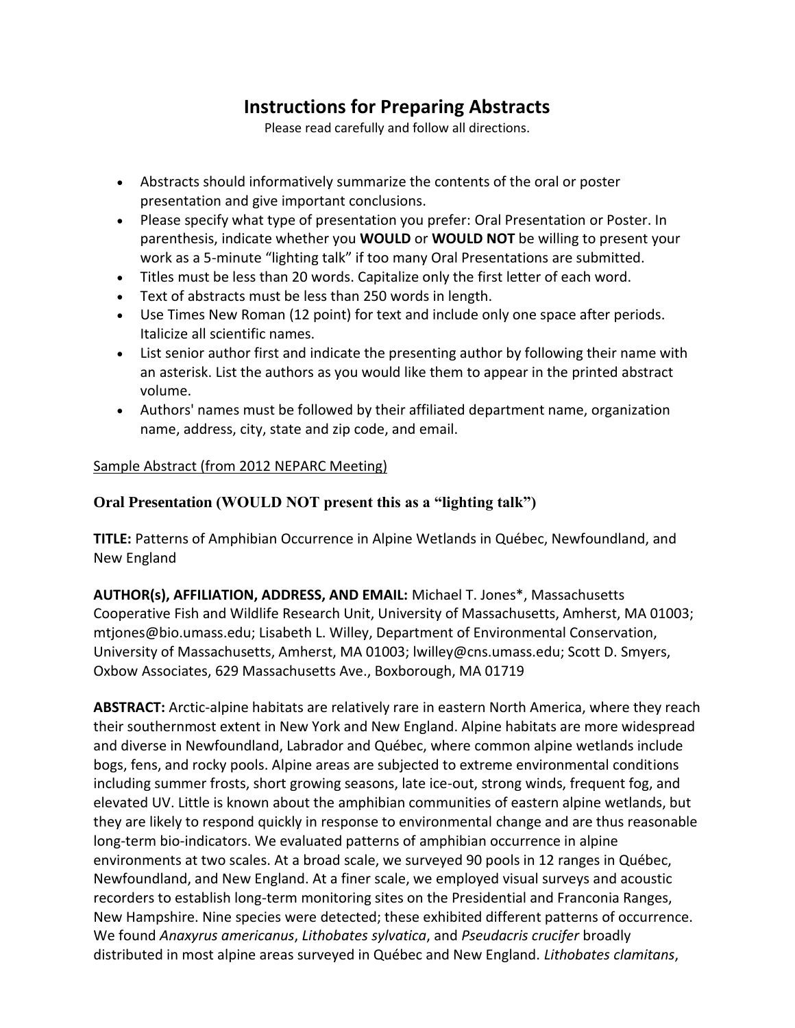# Instructions for Preparing Abstracts

Please read carefully and follow all directions.

- Abstracts should informatively summarize the contents of the oral or poster presentation and give important conclusions.
- Please specify what type of presentation you prefer: Oral Presentation or Poster. In parenthesis, indicate whether you **WOULD** or **WOULD NOT** be willing to present your work as a 5-minute "lighting talk" if too many Oral Presentations are submitted.
- Titles must be less than 20 words. Capitalize only the first letter of each word.
- Text of abstracts must be less than 250 words in length.
- Use Times New Roman (12 point) for text and include only one space after periods. Italicize all scientific names.
- List senior author first and indicate the presenting author by following their name with an asterisk. List the authors as you would like them to appear in the printed abstract volume.
- Authors' names must be followed by their affiliated department name, organization name, address, city, state and zip code, and email.

Sample Abstract (from 2012 NEPARC Meeting)

### Oral Presentation (WOULD NOT present this as a "lighting talk")

**TITLE:** Patterns of Amphibian Occurrence in Alpine Wetlands in Québec, Newfoundland, and New England

**AUTHOR(s), AFFILIATION, ADDRESS, AND EMAIL:** Michael T. Jones*, Massachusetts Cooperative Fish and Wildlife Research Unit, University of Massachusetts, Amherst, MA 01003; mtjones@bio.umass.edu; Lisabeth L. Willey, Department of Environmental Conservation, University of Massachusetts, Amherst, MA 01003; lwilley@cns.umass.edu; Scott D. Smyers, Oxbow Associates, 629 Massachusetts Ave., Boxborough, MA 01719

**ABSTRACT:** Arctic-alpine habitats are relatively rare in eastern North America, where they reach their southernmost extent in New York and New England. Alpine habitats are more widespread and diverse in Newfoundland, Labrador and Québec, where common alpine wetlands include bogs, fens, and rocky pools. Alpine areas are subjected to extreme environmental conditions including summer frosts, short growing seasons, late ice-out, strong winds, frequent fog, and elevated UV. Little is known about the amphibian communities of eastern alpine wetlands, but they are likely to respond quickly in response to environmental change and are thus reasonable long-term bio-indicators. We evaluated patterns of amphibian occurrence in alpine environments at two scales. At a broad scale, we surveyed 90 pools in 12 ranges in Québec, Newfoundland, and New England. At a finer scale, we employed visual surveys and acoustic recorders to establish long-term monitoring sites on the Presidential and Franconia Ranges, New Hampshire. Nine species were detected; these exhibited different patterns of occurrence. We found *Anaxyrus americanus*, *Lithobates sylvatica*, and *Pseudacris crucifer* broadly distributed in most alpine areas surveyed in Québec and New England. *Lithobates clamitans*,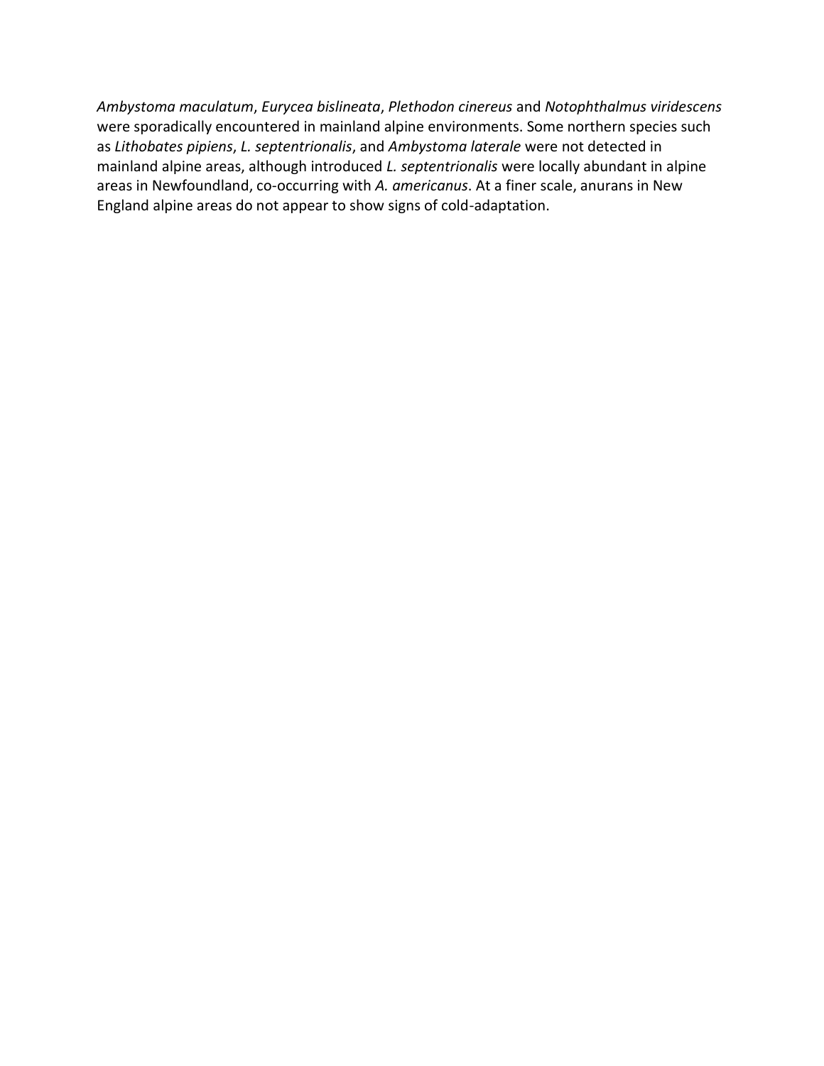*Ambystoma maculatum*, *Eurycea bislineata*, *Plethodon cinereus* and *Notophthalmus viridescens* were sporadically encountered in mainland alpine environments. Some northern species such as *Lithobates pipiens*, *L. septentrionalis*, and *Ambystoma laterale* were not detected in mainland alpine areas, although introduced *L. septentrionalis* were locally abundant in alpine areas in Newfoundland, co-occurring with *A. americanus*. At a finer scale, anurans in New England alpine areas do not appear to show signs of cold-adaptation.